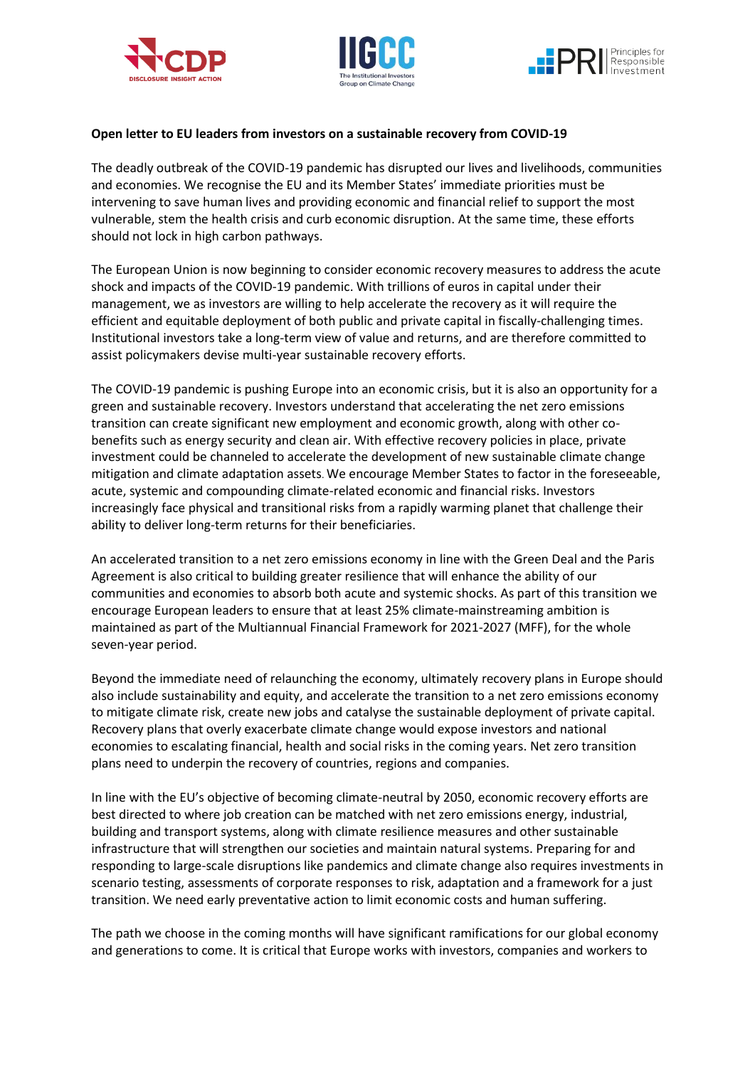**Open letter to EU leaders from investors on a sustainable recovery from COVID-19**

The deadly outbreak of the COVID-19 pandemic has disrupted our lives and livelihoods, communities and economies. We recognise the EU and its Member States' immediate priorities must be intervening to save human lives and providing economic and financial relief to support the most vulnerable, stem the health crisis and curb economic disruption. At the same time, these efforts should not lock in high carbon pathways.

The European Union is now beginning to consider economic recovery measures to address the acute shock and impacts of the COVID-19 pandemic. With trillions of euros in capital under their management, we as investors are willing to help accelerate the recovery as it will require the efficient and equitable deployment of both public and private capital in fiscally-challenging times. Institutional investors take a long-term view of value and returns, and are therefore committed to assist policymakers devise multi-year sustainable recovery efforts.

The COVID-19 pandemic is pushing Europe into an economic crisis, but it is also an opportunity for a green and sustainable recovery. Investors understand that accelerating the net zero emissions transition can create significant new employment and economic growth, along with other co-benefits such as energy security and clean air. With effective recovery policies in place, private investment could be channeled to accelerate the development of new sustainable climate change mitigation and climate adaptation assets. We encourage Member States to factor in the foreseeable, acute, systemic and compounding climate-related economic and financial risks. Investors increasingly face physical and transitional risks from a rapidly warming planet that challenge their ability to deliver long-term returns for their beneficiaries.

An accelerated transition to a net zero emissions economy in line with the Green Deal and the Paris Agreement is also critical to building greater resilience that will enhance the ability of our communities and economies to absorb both acute and systemic shocks. As part of this transition we encourage European leaders to ensure that at least 25% climate-mainstreaming ambition is maintained as part of the Multiannual Financial Framework for 2021-2027 (MFF), for the whole seven-year period.

Beyond the immediate need of relaunching the economy, ultimately recovery plans in Europe should also include sustainability and equity, and accelerate the transition to a net zero emissions economy to mitigate climate risk, create new jobs and catalyse the sustainable deployment of private capital. Recovery plans that overly exacerbate climate change would expose investors and national economies to escalating financial, health and social risks in the coming years. Net zero transition plans need to underpin the recovery of countries, regions and companies.

In line with the EU's objective of becoming climate-neutral by 2050, economic recovery efforts are best directed to where job creation can be matched with net zero emissions energy, industrial, building and transport systems, along with climate resilience measures and other sustainable infrastructure that will strengthen our societies and maintain natural systems. Preparing for and responding to large-scale disruptions like pandemics and climate change also requires investments in scenario testing, assessments of corporate responses to risk, adaptation and a framework for a just transition. We need early preventative action to limit economic costs and human suffering.

The path we choose in the coming months will have significant ramifications for our global economy and generations to come. It is critical that Europe works with investors, companies and workers to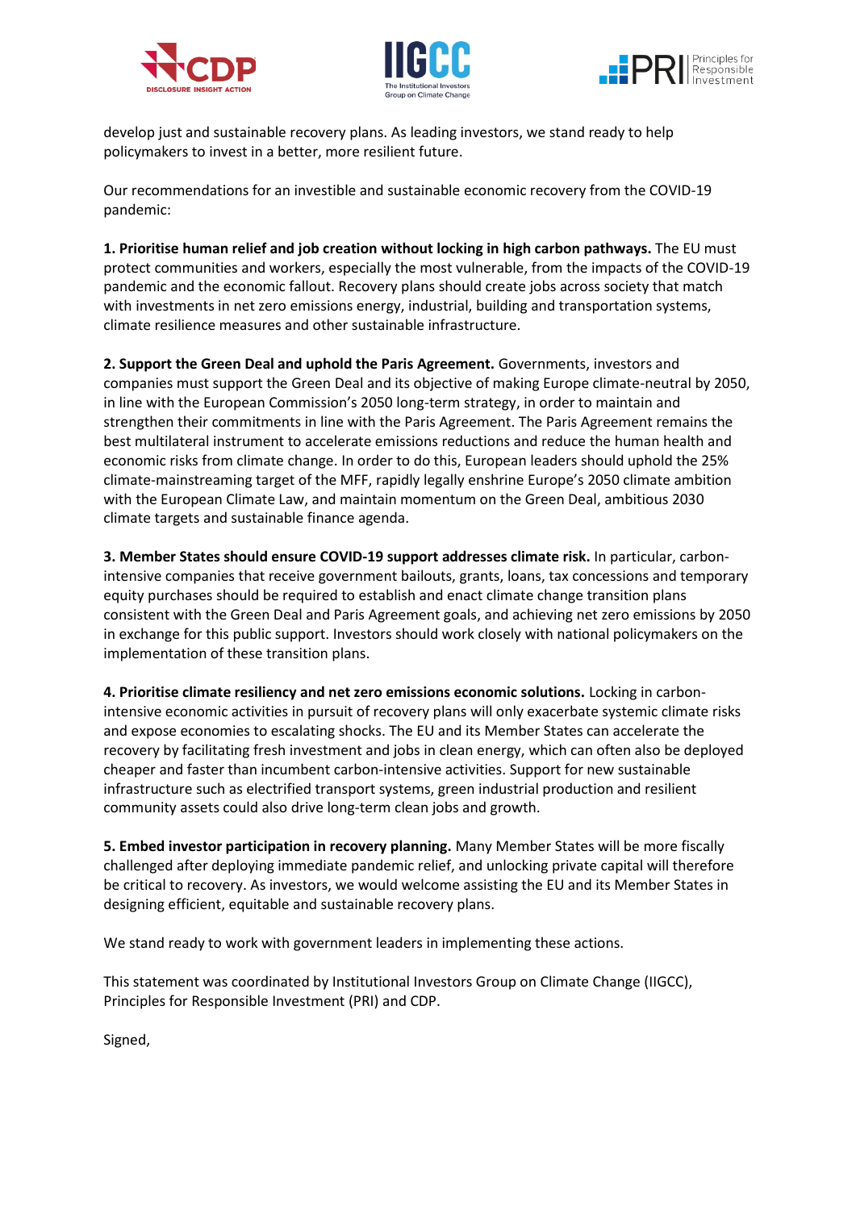develop just and sustainable recovery plans. As leading investors, we stand ready to help policymakers to invest in a better, more resilient future.

Our recommendations for an investible and sustainable economic recovery from the COVID-19 pandemic:

**1. Prioritise human relief and job creation without locking in high carbon pathways.** The EU must protect communities and workers, especially the most vulnerable, from the impacts of the COVID-19 pandemic and the economic fallout. Recovery plans should create jobs across society that match with investments in net zero emissions energy, industrial, building and transportation systems, climate resilience measures and other sustainable infrastructure.

**2. Support the Green Deal and uphold the Paris Agreement.** Governments, investors and companies must support the Green Deal and its objective of making Europe climate-neutral by 2050, in line with the European Commission's 2050 long-term strategy, in order to maintain and strengthen their commitments in line with the Paris Agreement. The Paris Agreement remains the best multilateral instrument to accelerate emissions reductions and reduce the human health and economic risks from climate change. In order to do this, European leaders should uphold the 25% climate-mainstreaming target of the MFF, rapidly legally enshrine Europe's 2050 climate ambition with the European Climate Law, and maintain momentum on the Green Deal, ambitious 2030 climate targets and sustainable finance agenda.

**3. Member States should ensure COVID-19 support addresses climate risk.** In particular, carbon-intensive companies that receive government bailouts, grants, loans, tax concessions and temporary equity purchases should be required to establish and enact climate change transition plans consistent with the Green Deal and Paris Agreement goals, and achieving net zero emissions by 2050 in exchange for this public support. Investors should work closely with national policymakers on the implementation of these transition plans.

**4. Prioritise climate resiliency and net zero emissions economic solutions.** Locking in carbon-intensive economic activities in pursuit of recovery plans will only exacerbate systemic climate risks and expose economies to escalating shocks. The EU and its Member States can accelerate the recovery by facilitating fresh investment and jobs in clean energy, which can often also be deployed cheaper and faster than incumbent carbon-intensive activities. Support for new sustainable infrastructure such as electrified transport systems, green industrial production and resilient community assets could also drive long-term clean jobs and growth.

**5. Embed investor participation in recovery planning.** Many Member States will be more fiscally challenged after deploying immediate pandemic relief, and unlocking private capital will therefore be critical to recovery. As investors, we would welcome assisting the EU and its Member States in designing efficient, equitable and sustainable recovery plans.

We stand ready to work with government leaders in implementing these actions.

This statement was coordinated by Institutional Investors Group on Climate Change (IIGCC), Principles for Responsible Investment (PRI) and CDP.

Signed,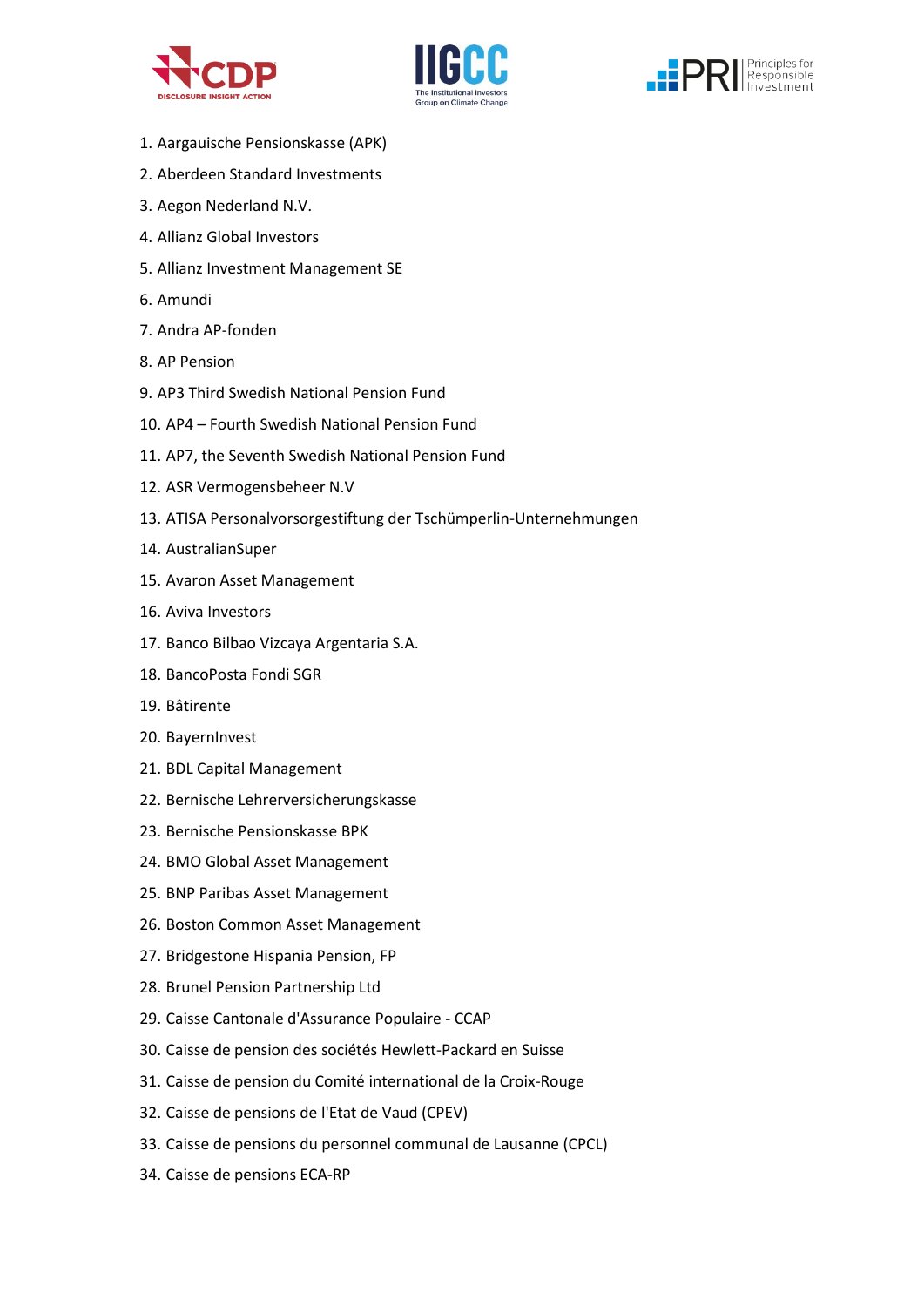1. Aargauische Pensionskasse (APK)
2. Aberdeen Standard Investments
3. Aegon Nederland N.V.
4. Allianz Global Investors
5. Allianz Investment Management SE
6. Amundi
7. Andra AP-fonden
8. AP Pension
9. AP3 Third Swedish National Pension Fund
10. AP4 – Fourth Swedish National Pension Fund
11. AP7, the Seventh Swedish National Pension Fund
12. ASR Vermogensbeheer N.V
13. ATISA Personalvorsorgestiftung der Tschümperlin-Unternehmungen
14. AustralianSuper
15. Avaron Asset Management
16. Aviva Investors
17. Banco Bilbao Vizcaya Argentaria S.A.
18. BancoPosta Fondi SGR
19. Bâtirente
20. BayernInvest
21. BDL Capital Management
22. Bernische Lehrerversicherungskasse
23. Bernische Pensionskasse BPK
24. BMO Global Asset Management
25. BNP Paribas Asset Management
26. Boston Common Asset Management
27. Bridgestone Hispania Pension, FP
28. Brunel Pension Partnership Ltd
29. Caisse Cantonale d'Assurance Populaire - CCAP
30. Caisse de pension des sociétés Hewlett-Packard en Suisse
31. Caisse de pension du Comité international de la Croix-Rouge
32. Caisse de pensions de l'Etat de Vaud (CPEV)
33. Caisse de pensions du personnel communal de Lausanne (CPCL)
34. Caisse de pensions ECA-RP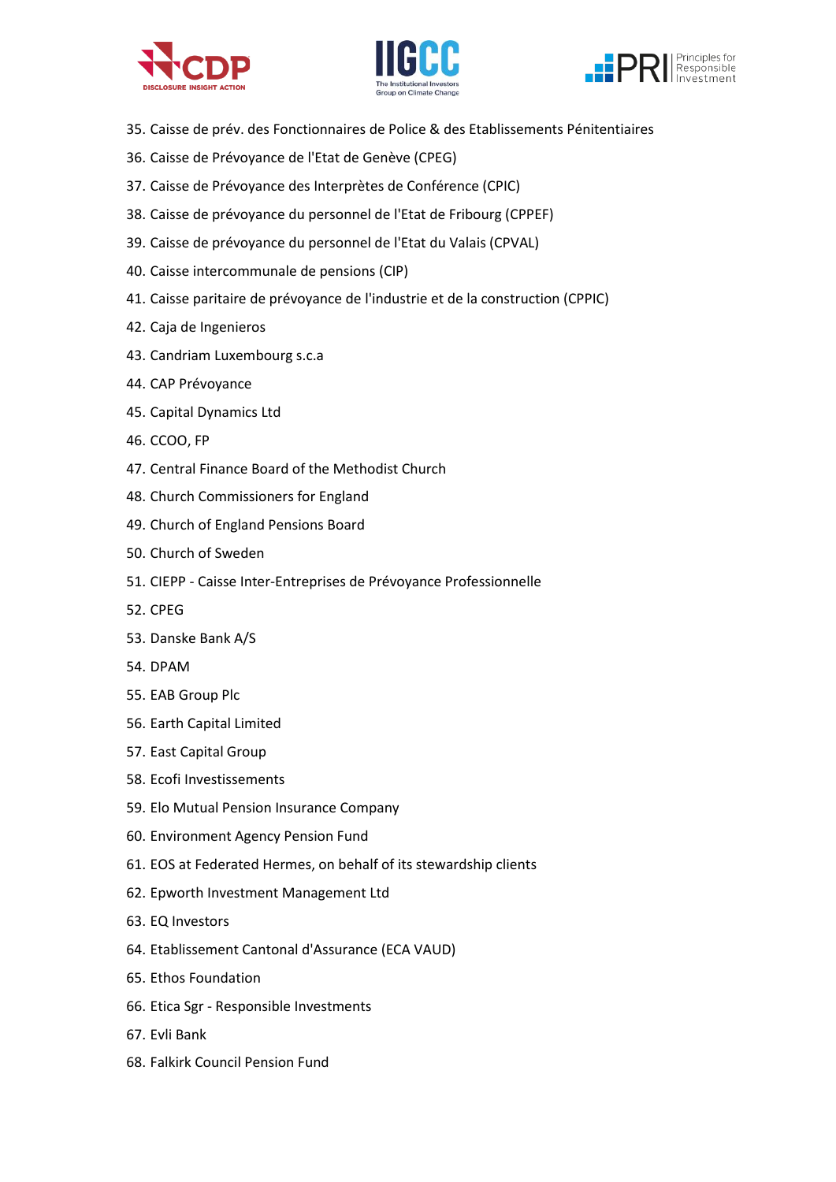35. Caisse de prév. des Fonctionnaires de Police & des Etablissements Pénitentiaires
36. Caisse de Prévoyance de l'Etat de Genève (CPEG)
37. Caisse de Prévoyance des Interprètes de Conférence (CPIC)
38. Caisse de prévoyance du personnel de l'Etat de Fribourg (CPPEF)
39. Caisse de prévoyance du personnel de l'Etat du Valais (CPVAL)
40. Caisse intercommunale de pensions (CIP)
41. Caisse paritaire de prévoyance de l'industrie et de la construction (CPPIC)
42. Caja de Ingenieros
43. Candriam Luxembourg s.c.a
44. CAP Prévoyance
45. Capital Dynamics Ltd
46. CCOO, FP
47. Central Finance Board of the Methodist Church
48. Church Commissioners for England
49. Church of England Pensions Board
50. Church of Sweden
51. CIEPP - Caisse Inter-Entreprises de Prévoyance Professionnelle
52. CPEG
53. Danske Bank A/S
54. DPAM
55. EAB Group Plc
56. Earth Capital Limited
57. East Capital Group
58. Ecofi Investissements
59. Elo Mutual Pension Insurance Company
60. Environment Agency Pension Fund
61. EOS at Federated Hermes, on behalf of its stewardship clients
62. Epworth Investment Management Ltd
63. EQ Investors
64. Etablissement Cantonal d'Assurance (ECA VAUD)
65. Ethos Foundation
66. Etica Sgr - Responsible Investments
67. Evli Bank
68. Falkirk Council Pension Fund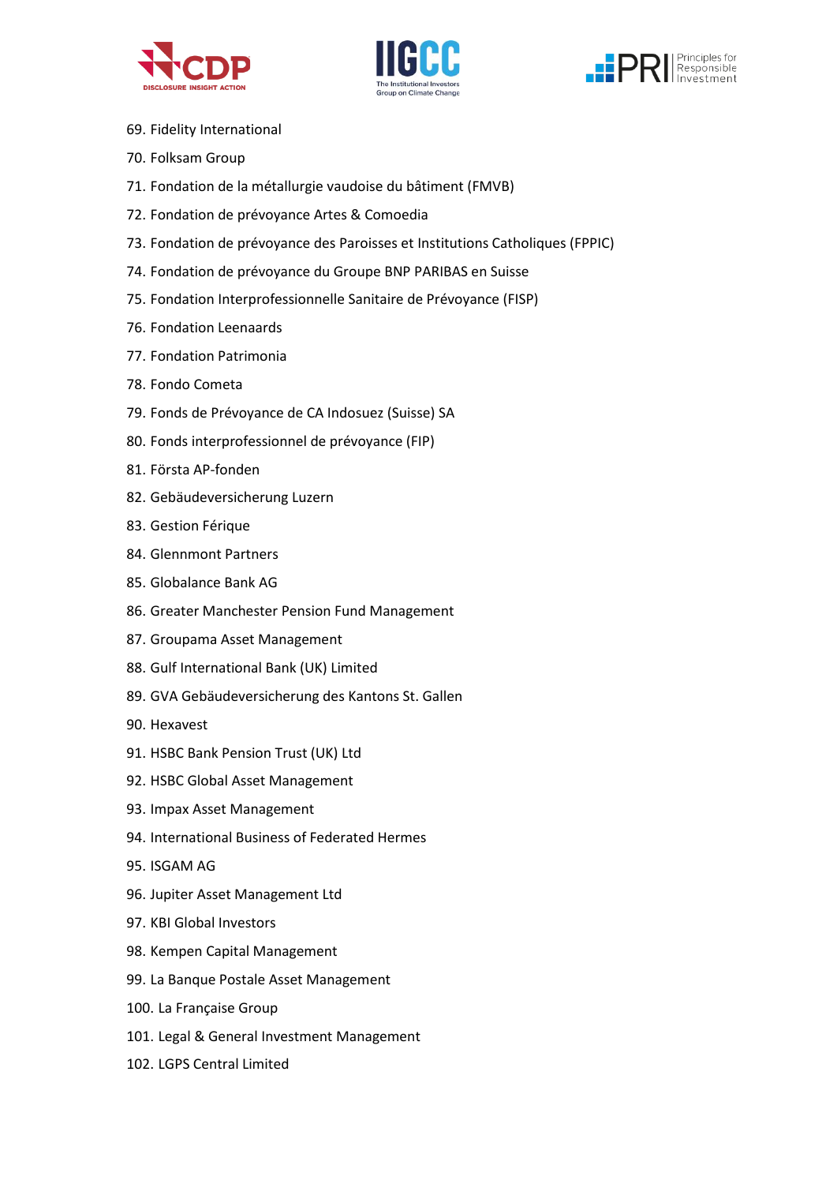69. Fidelity International
70. Folksam Group
71. Fondation de la métallurgie vaudoise du bâtiment (FMVB)
72. Fondation de prévoyance Artes & Comoedia
73. Fondation de prévoyance des Paroisses et Institutions Catholiques (FPPIC)
74. Fondation de prévoyance du Groupe BNP PARIBAS en Suisse
75. Fondation Interprofessionnelle Sanitaire de Prévoyance (FISP)
76. Fondation Leenaards
77. Fondation Patrimonia
78. Fondo Cometa
79. Fonds de Prévoyance de CA Indosuez (Suisse) SA
80. Fonds interprofessionnel de prévoyance (FIP)
81. Första AP-fonden
82. Gebäudeversicherung Luzern
83. Gestion Férique
84. Glennmont Partners
85. Globalance Bank AG
86. Greater Manchester Pension Fund Management
87. Groupama Asset Management
88. Gulf International Bank (UK) Limited
89. GVA Gebäudeversicherung des Kantons St. Gallen
90. Hexavest
91. HSBC Bank Pension Trust (UK) Ltd
92. HSBC Global Asset Management
93. Impax Asset Management
94. International Business of Federated Hermes
95. ISGAM AG
96. Jupiter Asset Management Ltd
97. KBI Global Investors
98. Kempen Capital Management
99. La Banque Postale Asset Management
100. La Française Group
101. Legal & General Investment Management
102. LGPS Central Limited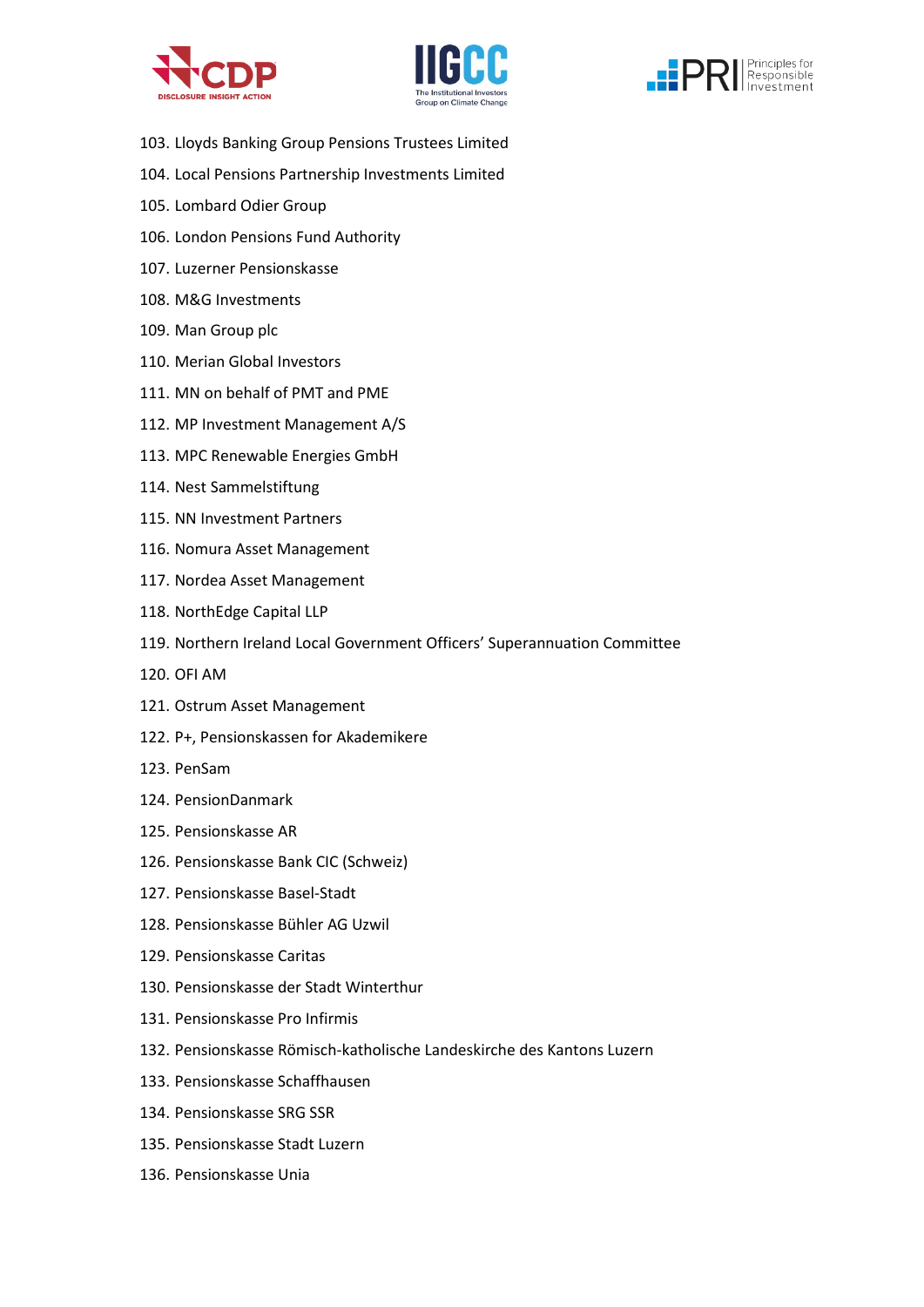103. Lloyds Banking Group Pensions Trustees Limited
104. Local Pensions Partnership Investments Limited
105. Lombard Odier Group
106. London Pensions Fund Authority
107. Luzerner Pensionskasse
108. M&G Investments
109. Man Group plc
110. Merian Global Investors
111. MN on behalf of PMT and PME
112. MP Investment Management A/S
113. MPC Renewable Energies GmbH
114. Nest Sammelstiftung
115. NN Investment Partners
116. Nomura Asset Management
117. Nordea Asset Management
118. NorthEdge Capital LLP
119. Northern Ireland Local Government Officers' Superannuation Committee
120. OFI AM
121. Ostrum Asset Management
122. P+, Pensionskassen for Akademikere
123. PenSam
124. PensionDanmark
125. Pensionskasse AR
126. Pensionskasse Bank CIC (Schweiz)
127. Pensionskasse Basel-Stadt
128. Pensionskasse Bühler AG Uzwil
129. Pensionskasse Caritas
130. Pensionskasse der Stadt Winterthur
131. Pensionskasse Pro Infirmis
132. Pensionskasse Römisch-katholische Landeskirche des Kantons Luzern
133. Pensionskasse Schaffhausen
134. Pensionskasse SRG SSR
135. Pensionskasse Stadt Luzern
136. Pensionskasse Unia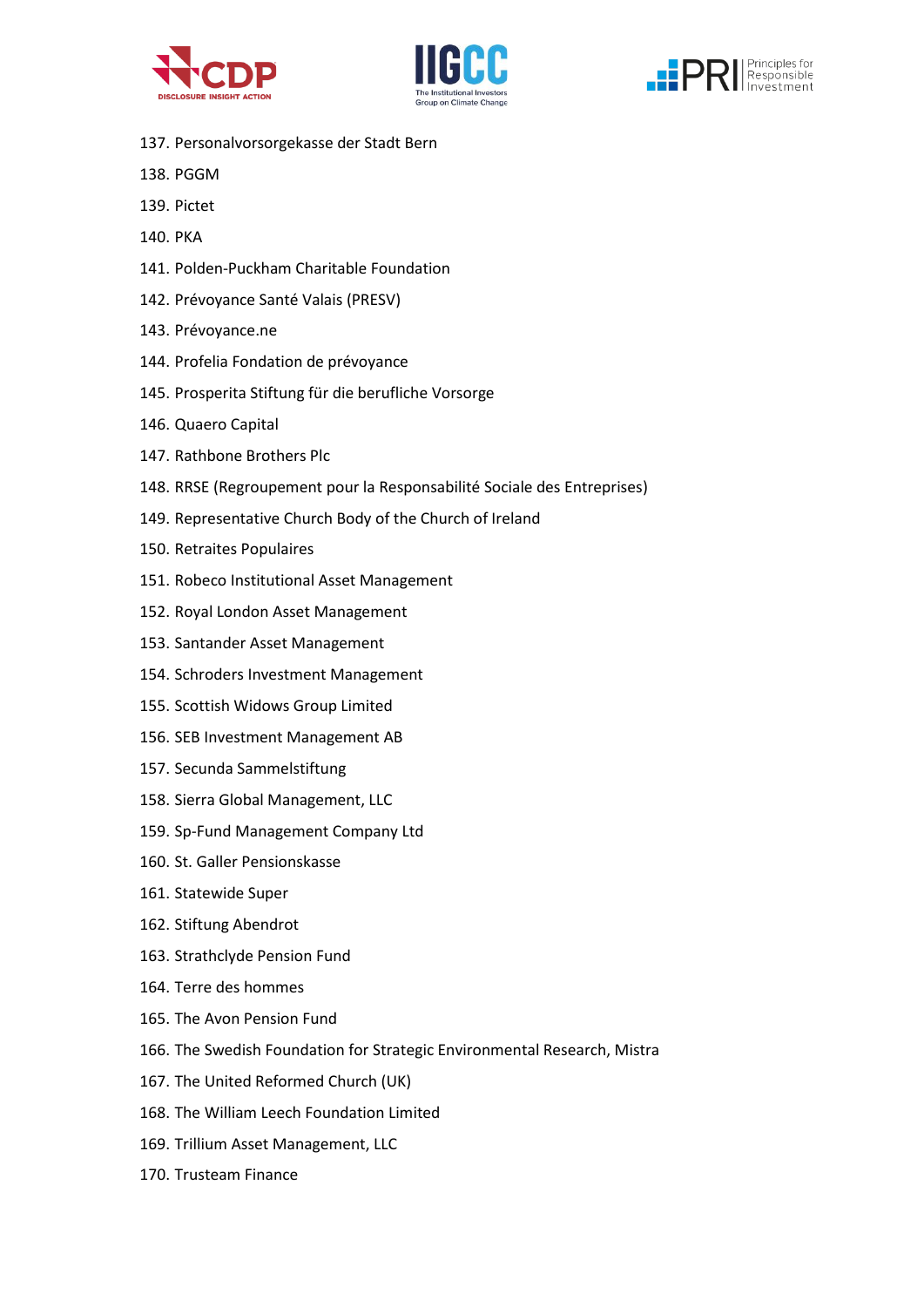137. Personalvorsorgekasse der Stadt Bern
138. PGGM
139. Pictet
140. PKA
141. Polden-Puckham Charitable Foundation
142. Prévoyance Santé Valais (PRESV)
143. Prévoyance.ne
144. Profelia Fondation de prévoyance
145. Prosperita Stiftung für die berufliche Vorsorge
146. Quaero Capital
147. Rathbone Brothers Plc
148. RRSE (Regroupement pour la Responsabilité Sociale des Entreprises)
149. Representative Church Body of the Church of Ireland
150. Retraites Populaires
151. Robeco Institutional Asset Management
152. Royal London Asset Management
153. Santander Asset Management
154. Schroders Investment Management
155. Scottish Widows Group Limited
156. SEB Investment Management AB
157. Secunda Sammelstiftung
158. Sierra Global Management, LLC
159. Sp-Fund Management Company Ltd
160. St. Galler Pensionskasse
161. Statewide Super
162. Stiftung Abendrot
163. Strathclyde Pension Fund
164. Terre des hommes
165. The Avon Pension Fund
166. The Swedish Foundation for Strategic Environmental Research, Mistra
167. The United Reformed Church (UK)
168. The William Leech Foundation Limited
169. Trillium Asset Management, LLC
170. Trusteam Finance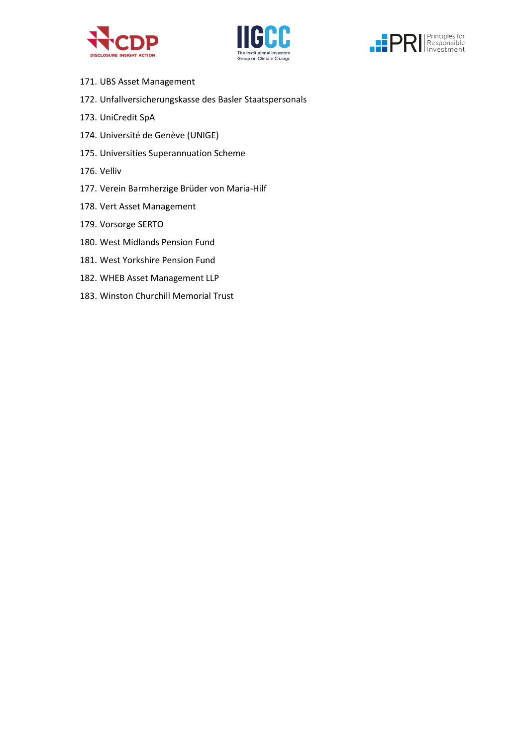171. UBS Asset Management
172. Unfallversicherungskasse des Basler Staatspersonals
173. UniCredit SpA
174. Université de Genève (UNIGE)
175. Universities Superannuation Scheme
176. Velliv
177. Verein Barmherzige Brüder von Maria-Hilf
178. Vert Asset Management
179. Vorsorge SERTO
180. West Midlands Pension Fund
181. West Yorkshire Pension Fund
182. WHEB Asset Management LLP
183. Winston Churchill Memorial Trust